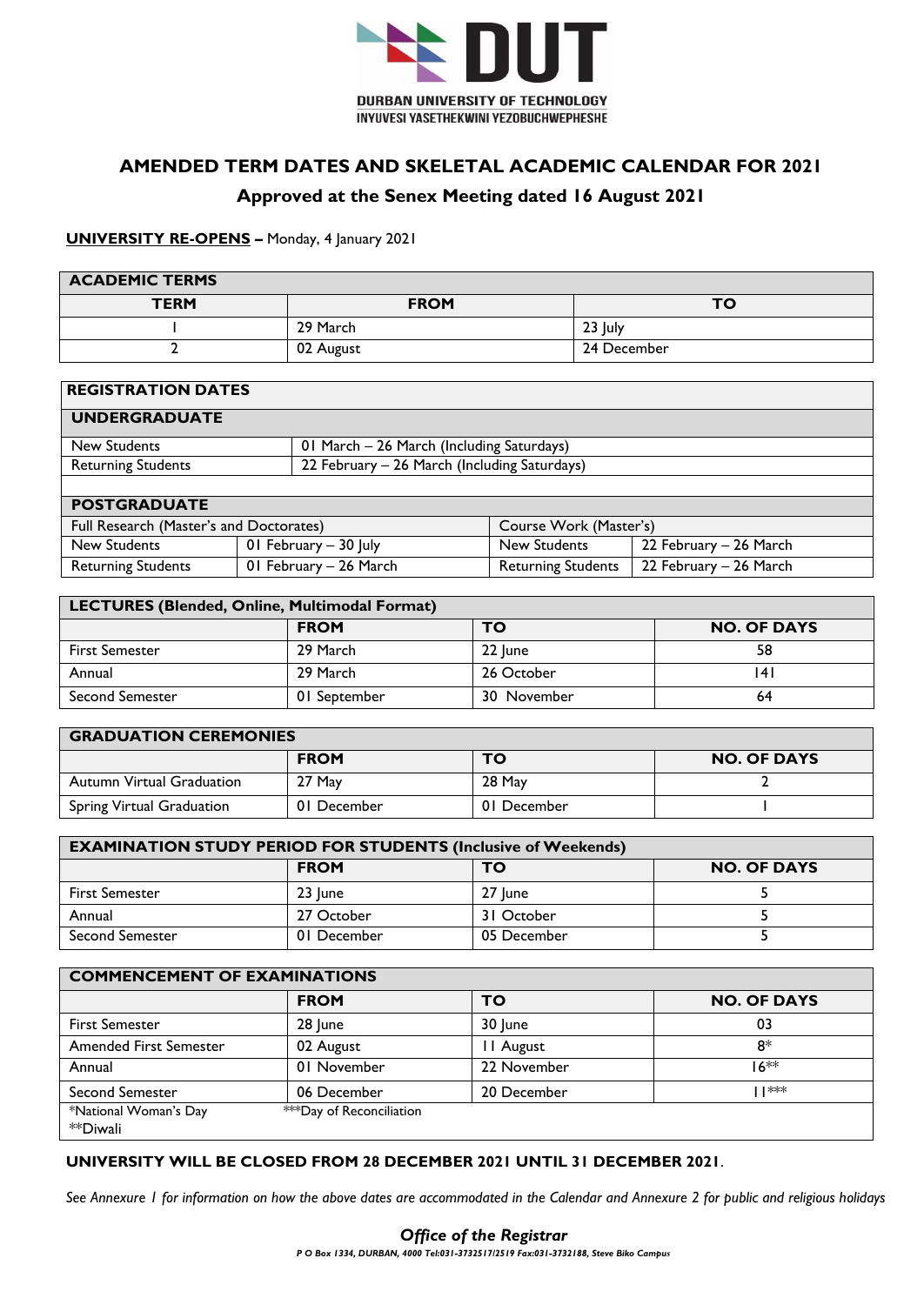DUT

DURBAN UNIVERSITY OF TECHNOLOGY
INYUVESI YASETHEKWINI YEZOBUCHWEPHESHE

## AMENDED TERM DATES AND SKELETAL ACADEMIC CALENDAR FOR 2021

### Approved at the Senex Meeting dated 16 August 2021

**UNIVERSITY RE-OPENS –** Monday, 4 January 2021

| ACADEMIC TERMS | | |
|---|---|---|
| **TERM** | **FROM** | **TO** |
| 1 | 29 March | 23 July |
| 2 | 02 August | 24 December |

| REGISTRATION DATES | | | |
|---|---|---|---|
| **UNDERGRADUATE** | | | |
| New Students | 01 March – 26 March (Including Saturdays) | | |
| Returning Students | 22 February – 26 March (Including Saturdays) | | |
| **POSTGRADUATE** | | | |
| Full Research (Master's and Doctorates) | | Course Work (Master's) | |
| New Students | 01 February – 30 July | New Students | 22 February – 26 March |
| Returning Students | 01 February – 26 March | Returning Students | 22 February – 26 March |

| LECTURES (Blended, Online, Multimodal Format) | | | |
|---|---|---|---|
| | **FROM** | **TO** | **NO. OF DAYS** |
| First Semester | 29 March | 22 June | 58 |
| Annual | 29 March | 26 October | 141 |
| Second Semester | 01 September | 30 November | 64 |

| GRADUATION CEREMONIES | | | |
|---|---|---|---|
| | **FROM** | **TO** | **NO. OF DAYS** |
| Autumn Virtual Graduation | 27 May | 28 May | 2 |
| Spring Virtual Graduation | 01 December | 01 December | 1 |

| EXAMINATION STUDY PERIOD FOR STUDENTS (Inclusive of Weekends) | | | |
|---|---|---|---|
| | **FROM** | **TO** | **NO. OF DAYS** |
| First Semester | 23 June | 27 June | 5 |
| Annual | 27 October | 31 October | 5 |
| Second Semester | 01 December | 05 December | 5 |

| COMMENCEMENT OF EXAMINATIONS | | | |
|---|---|---|---|
| | **FROM** | **TO** | **NO. OF DAYS** |
| First Semester | 28 June | 30 June | 03 |
| Amended First Semester | 02 August | 11 August | 8* |
| Annual | 01 November | 22 November | 16** |
| Second Semester | 06 December | 20 December | 11*** |
| *National Woman's Day<br>**Diwali | ***Day of Reconciliation | | |

**UNIVERSITY WILL BE CLOSED FROM 28 DECEMBER 2021 UNTIL 31 DECEMBER 2021**.

*See Annexure 1 for information on how the above dates are accommodated in the Calendar and Annexure 2 for public and religious holidays*

***Office of the Registrar***

***P O Box 1334, DURBAN, 4000 Tel:031-3732517/2519 Fax:031-3732188, Steve Biko Campus***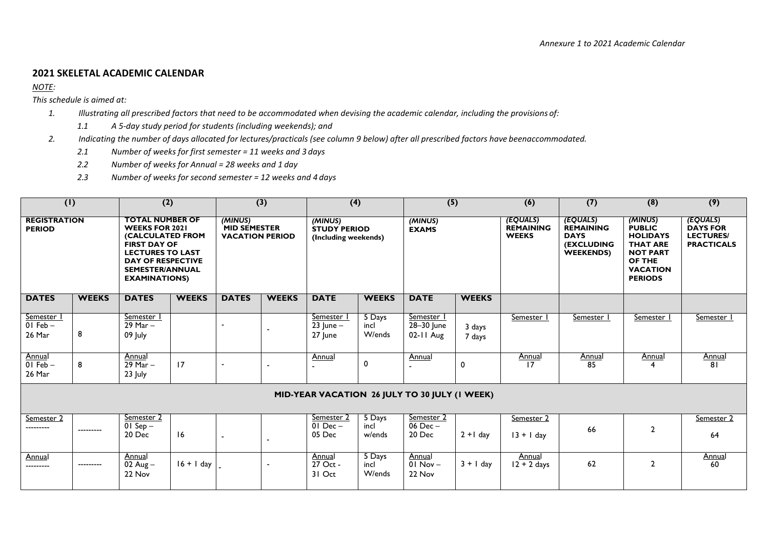*Annexure 1 to 2021 Academic Calendar*

## 2021 SKELETAL ACADEMIC CALENDAR

*NOTE:*

*This schedule is aimed at:*

1. *Illustrating all prescribed factors that need to be accommodated when devising the academic calendar, including the provisions of:*
   1.1 *A 5-day study period for students (including weekends); and*
2. *Indicating the number of days allocated for lectures/practicals (see column 9 below) after all prescribed factors have beenaccommodated.*
   2.1 *Number of weeks for first semester = 11 weeks and 3 days*
   2.2 *Number of weeks for Annual = 28 weeks and 1 day*
   2.3 *Number of weeks for second semester = 12 weeks and 4 days*

| (1) | | (2) | | (3) | | (4) | | (5) | | (6) | (7) | (8) | (9) |
|---|---|---|---|---|---|---|---|---|---|---|---|---|---|
| **REGISTRATION PERIOD** | | **TOTAL NUMBER OF WEEKS FOR 2021 (CALCULATED FROM FIRST DAY OF LECTURES TO LAST DAY OF RESPECTIVE SEMESTER/ANNUAL EXAMINATIONS)** | | ***(MINUS)* MID SEMESTER VACATION PERIOD** | | ***(MINUS)* STUDY PERIOD (Including weekends)** | | ***(MINUS)* EXAMS** | | ***(EQUALS)* REMAINING WEEKS** | ***(EQUALS)* REMAINING DAYS (EXCLUDING WEEKENDS)** | ***(MINUS)* PUBLIC HOLIDAYS THAT ARE NOT PART OF THE VACATION PERIODS** | ***(EQUALS)* DAYS FOR LECTURES/ PRACTICALS** |
| **DATES** | **WEEKS** | **DATES** | **WEEKS** | **DATES** | **WEEKS** | **DATE** | **WEEKS** | **DATE** | **WEEKS** | | | | |
| Semester 1 01 Feb – 26 Mar | 8 | Semester 1 29 Mar – 09 July | | - | - | Semester 1 23 June – 27 June | 5 Days incl W/ends | Semester 1 28–30 June 02-11 Aug | 3 days 7 days | Semester 1 | Semester 1 | Semester 1 | Semester 1 |
| Annual 01 Feb – 26 Mar | 8 | Annual 29 Mar – 23 July | 17 | - | - | Annual - | 0 | Annual - | 0 | Annual 17 | Annual 85 | Annual 4 | Annual 81 |
| **MID-YEAR VACATION 26 JULY TO 30 JULY (1 WEEK)** | | | | | | | | | | | | | |
| Semester 2 --------- | --------- | Semester 2 01 Sep – 20 Dec | 16 | - | - | Semester 2 01 Dec – 05 Dec | 5 Days incl w/ends | Semester 2 06 Dec – 20 Dec | 2 +1 day | Semester 2 13 + 1 day | 66 | 2 | Semester 2 64 |
| Annual --------- | --------- | Annual 02 Aug – 22 Nov | 16 + 1 day | - | - | Annual 27 Oct - 31 Oct | 5 Days incl W/ends | Annual 01 Nov – 22 Nov | 3 + 1 day | Annual 12 + 2 days | 62 | 2 | Annual 60 |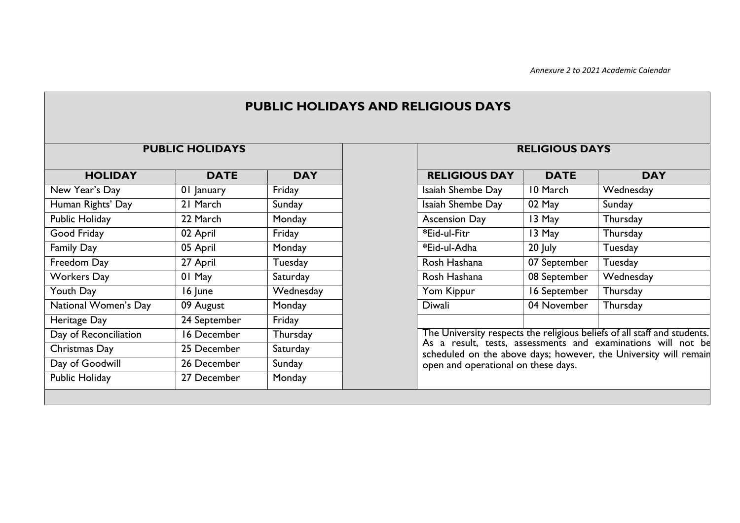*Annexure 2 to 2021 Academic Calendar*

# PUBLIC HOLIDAYS AND RELIGIOUS DAYS

## PUBLIC HOLIDAYS

| HOLIDAY | DATE | DAY |
|---|---|---|
| New Year's Day | 01 January | Friday |
| Human Rights' Day | 21 March | Sunday |
| Public Holiday | 22 March | Monday |
| Good Friday | 02 April | Friday |
| Family Day | 05 April | Monday |
| Freedom Day | 27 April | Tuesday |
| Workers Day | 01 May | Saturday |
| Youth Day | 16 June | Wednesday |
| National Women's Day | 09 August | Monday |
| Heritage Day | 24 September | Friday |
| Day of Reconciliation | 16 December | Thursday |
| Christmas Day | 25 December | Saturday |
| Day of Goodwill | 26 December | Sunday |
| Public Holiday | 27 December | Monday |

## RELIGIOUS DAYS

| RELIGIOUS DAY | DATE | DAY |
|---|---|---|
| Isaiah Shembe Day | 10 March | Wednesday |
| Isaiah Shembe Day | 02 May | Sunday |
| Ascension Day | 13 May | Thursday |
| *Eid-ul-Fitr | 13 May | Thursday |
| *Eid-ul-Adha | 20 July | Tuesday |
| Rosh Hashana | 07 September | Tuesday |
| Rosh Hashana | 08 September | Wednesday |
| Yom Kippur | 16 September | Thursday |
| Diwali | 04 November | Thursday |

The University respects the religious beliefs of all staff and students. As a result, tests, assessments and examinations will not be scheduled on the above days; however, the University will remain open and operational on these days.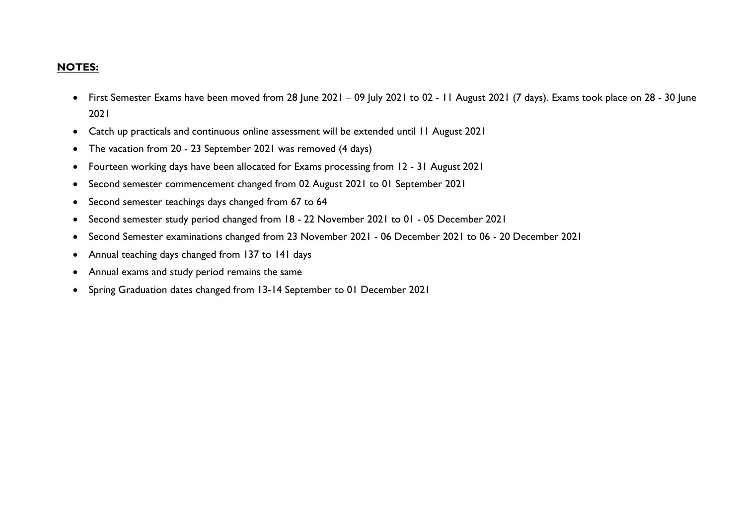**NOTES:**

- First Semester Exams have been moved from 28 June 2021 – 09 July 2021 to 02 - 11 August 2021 (7 days). Exams took place on 28 - 30 June 2021
- Catch up practicals and continuous online assessment will be extended until 11 August 2021
- The vacation from 20 - 23 September 2021 was removed (4 days)
- Fourteen working days have been allocated for Exams processing from 12 - 31 August 2021
- Second semester commencement changed from 02 August 2021 to 01 September 2021
- Second semester teachings days changed from 67 to 64
- Second semester study period changed from 18 - 22 November 2021 to 01 - 05 December 2021
- Second Semester examinations changed from 23 November 2021 - 06 December 2021 to 06 - 20 December 2021
- Annual teaching days changed from 137 to 141 days
- Annual exams and study period remains the same
- Spring Graduation dates changed from 13-14 September to 01 December 2021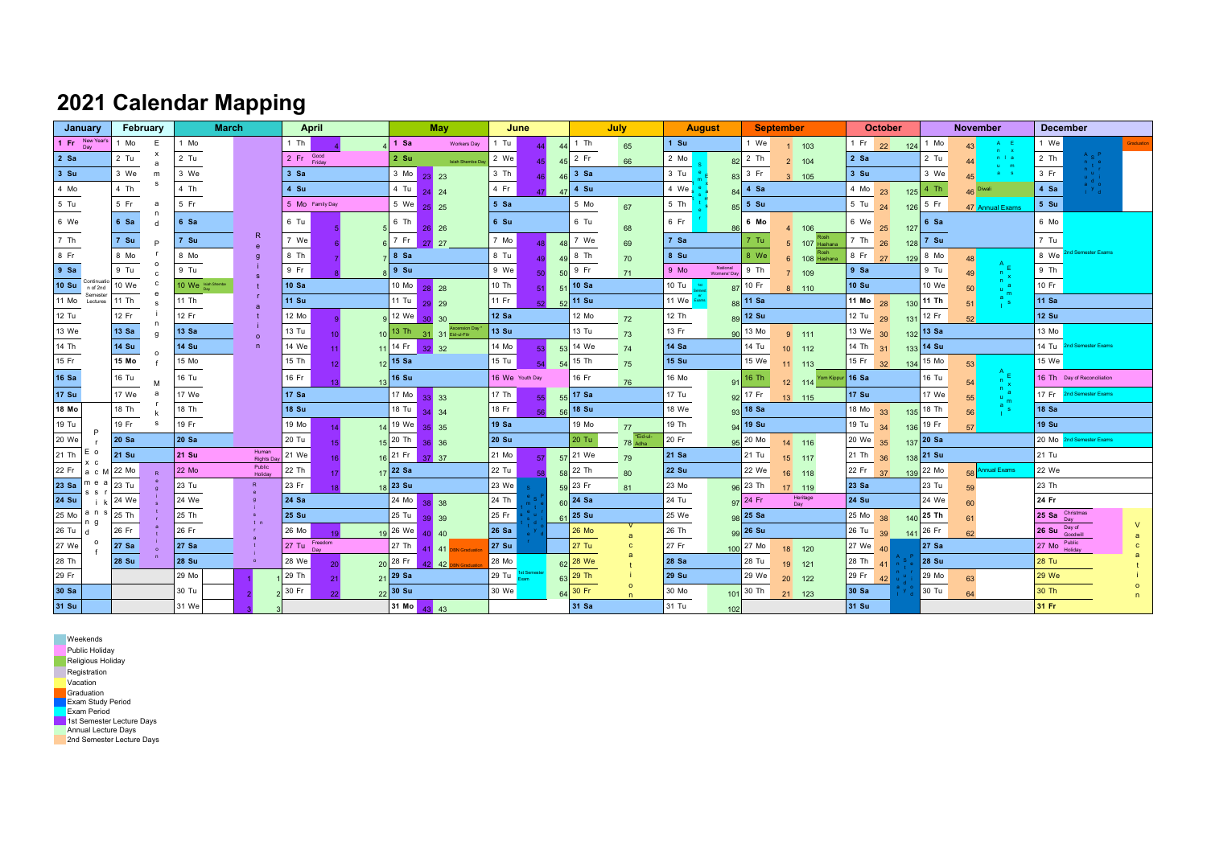# 2021 Calendar Mapping

| January | February | March | April | May | June | July | August | September | October | November | December |
|---|---|---|---|---|---|---|---|---|---|---|---|
| 1 Fr New Year's Day | 1 Mo Exams and Processing of Marks | 1 Mo | 1 Th 4 4 | 1 Sa Workers Day | 1 Tu 44 44 | 1 Th 65 | 1 Su | 1 We 1 103 | 1 Fr 22 124 | 1 Mo 43 Annual Exams | 1 We Graduation |
| 2 Sa | 2 Tu | 2 Tu | 2 Fr Good Friday | 2 Su Isiah Shembe Day | 2 We 45 45 | 2 Fr 66 | 2 Mo 82 Semester Exams | 2 Th 2 104 | 2 Sa | 2 Tu 44 | 2 Th Annual Study Period |
| 3 Su | 3 We | 3 We | 3 Sa | 3 Mo 23 23 | 3 Th 46 46 | 3 Sa | 3 Tu 83 | 3 Fr 3 105 | 3 Su | 3 We 45 | 3 Fr |
| 4 Mo | 4 Th | 4 Th | 4 Su | 4 Tu 24 24 | 4 Fr 47 47 | 4 Su | 4 We 84 | 4 Sa | 4 Mo 23 125 | 4 Th 46 Diwali | 4 Sa |
| 5 Tu | 5 Fr | 5 Fr | 5 Mo Family Day | 5 We 25 25 | 5 Sa | 5 Mo 67 | 5 Th 85 | 5 Su | 5 Tu 24 126 | 5 Fr 47 Annual Exams | 5 Su |
| 6 We | 6 Sa | 6 Sa | 6 Tu 5 5 | 6 Th 26 26 | 6 Su | 6 Tu 68 | 6 Fr 86 | 6 Mo 4 106 | 6 We 25 127 | 6 Sa | 6 Mo |
| 7 Th | 7 Su | 7 Su Registration | 7 We 6 6 | 7 Fr 27 27 | 7 Mo 48 48 | 7 We 69 | 7 Sa | 7 Tu 5 107 Rosh Hashana | 7 Th 26 128 | 7 Su | 7 Tu |
| 8 Fr | 8 Mo | 8 Mo | 8 Th 7 7 | 8 Sa | 8 Tu 49 49 | 8 Th 70 | 8 Su | 8 We 6 108 Rosh Hashana | 8 Fr 27 129 | 8 Mo 48 Annual Exams | 8 We 2nd Semester Exams |
| 9 Sa | 9 Tu | 9 Tu | 9 Fr 8 8 | 9 Su | 9 We 50 50 | 9 Fr 71 | 9 Mo National Womens' Day | 9 Th 7 109 | 9 Sa | 9 Tu 49 | 9 Th |
| 10 Su Continuation of 2nd Semester Lectures | 10 We | 10 We Isiah Shembe Day | 10 Sa | 10 Mo 28 28 | 10 Th 51 51 | 10 Sa | 10 Tu 87 1st Semester Exams | 10 Fr 8 110 | 10 Su | 10 We 50 | 10 Fr |
| 11 Mo | 11 Th | 11 Th | 11 Su | 11 Tu 29 29 | 11 Fr 52 52 | 11 Su | 11 We 88 | 11 Sa | 11 Mo 28 130 | 11 Th 51 | 11 Sa |
| 12 Tu | 12 Fr | 12 Fr | 12 Mo 9 9 | 12 We 30 30 | 12 Sa | 12 Mo 72 | 12 Th 89 | 12 Su | 12 Tu 29 131 | 12 Fr 52 | 12 Su |
| 13 We | 13 Sa | 13 Sa | 13 Tu 10 10 | 13 Th 31 31 Ascension Day * Eid-ul-Fitr | 13 Su | 13 Tu 73 | 13 Fr 90 | 13 Mo 9 111 | 13 We 30 132 | 13 Sa | 13 Mo |
| 14 Th | 14 Su | 14 Su | 14 We 11 11 | 14 Fr 32 32 | 14 Mo 53 53 | 14 We 74 | 14 Sa | 14 Tu 10 112 | 14 Th 31 133 | 14 Su | 14 Tu 2nd Semester Exams |
| 15 Fr | 15 Mo | 15 Mo | 15 Th 12 12 | 15 Sa | 15 Tu 54 54 | 15 Th 75 | 15 Su | 15 We 11 113 | 15 Fr 32 134 | 15 Mo 53 | 15 We |
| 16 Sa | 16 Tu | 16 Tu | 16 Fr 13 13 | 16 Su | 16 We Youth Day | 16 Fr 76 | 16 Mo 91 | 16 Th 12 114 Yom Kippur | 16 Sa | 16 Tu 54 Annual Exams | 16 Th Day of Reconciliation |
| 17 Su | 17 We | 17 We | 17 Sa | 17 Mo 33 33 | 17 Th 55 55 | 17 Sa | 17 Tu 92 | 17 Fr 13 115 | 17 Su | 17 We 55 | 17 Fr 2nd Semester Exams |
| 18 Mo | 18 Th | 18 Th | 18 Su | 18 Tu 34 34 | 18 Fr 56 56 | 18 Su | 18 We 93 | 18 Sa | 18 Mo 33 135 | 18 Th 56 | 18 Sa |
| 19 Tu | 19 Fr | 19 Fr | 19 Mo 14 14 | 19 We 35 35 | 19 Sa | 19 Mo 77 | 19 Th 94 | 19 Su | 19 Tu 34 136 | 19 Fr 57 | 19 Su |
| 20 We | 20 Sa | 20 Sa | 20 Tu 15 15 | 20 Th 36 36 | 20 Su | 20 Tu 78 *Eid-ul-Adha | 20 Fr 95 | 20 Mo 14 116 | 20 We 35 137 | 20 Sa | 20 Mo 2nd Semester Exams |
| 21 Th Exams and Processing of Marks | 21 Su | 21 Su Human Rights Day | 21 We 16 16 | 21 Fr 37 37 | 21 Mo 57 57 | 21 We 79 | 21 Sa | 21 Tu 15 117 | 21 Th 36 138 | 21 Su | 21 Tu |
| 22 Fr | 22 Mo Registration | 22 Mo Public Holiday | 22 Th 17 17 | 22 Sa | 22 Tu 58 58 | 22 Th 80 | 22 Su | 22 We 16 118 | 22 Fr 37 139 | 22 Mo 58 Annual Exams | 22 We |
| 23 Sa | 23 Tu | 23 Tu Registration | 23 Fr 18 18 | 23 Su | 23 We 59 1st Semester Study Period | 23 Fr 81 | 23 Mo 96 | 23 Th 17 119 | 23 Sa | 23 Tu 59 | 23 Th |
| 24 Su | 24 We | 24 We | 24 Sa | 24 Mo 38 38 | 24 Th 60 | 24 Sa | 24 Tu 97 | 24 Fr Heritage Day | 24 Su | 24 We 60 | 24 Fr |
| 25 Mo | 25 Th | 25 Th | 25 Su | 25 Tu 39 39 | 25 Fr 61 | 25 Su | 25 We 98 | 25 Sa | 25 Mo 38 140 | 25 Th 61 | 25 Sa Christmas Day |
| 26 Tu | 26 Fr | 26 Fr | 26 Mo 19 19 | 26 We 40 40 | 26 Sa | 26 Mo Vacation | 26 Th 99 | 26 Su | 26 Tu 39 141 | 26 Fr 62 | 26 Su Day of Goodwill |
| 27 We | 27 Sa | 27 Sa | 27 Tu Freedom Day | 27 Th 41 41 DSN Graduation | 27 Su | 27 Tu | 27 Fr 100 | 27 Mo 18 120 | 27 We 40 Annual Study Period | 27 Sa | 27 Mo Public Holiday |
| 28 Th | 28 Su | 28 Su | 28 We 20 20 | 28 Fr 42 42 DSN Graduation | 28 Mo 62 | 28 We | 28 Sa | 28 Tu 19 121 | 28 Th 41 | 28 Su | 28 Tu Vacation |
| 29 Fr | | 29 Mo 1 1 | 29 Th 21 21 | 29 Sa | 29 Tu 1st Semester Exam 63 | 29 Th | 29 Su | 29 We 20 122 | 29 Fr 42 | 29 Mo 63 | 29 We |
| 30 Sa | | 30 Tu 2 2 | 30 Fr 22 22 | 30 Su | 30 We 64 | 30 Fr | 30 Mo 101 | 30 Th 21 123 | 30 Sa | 30 Tu 64 | 30 Th |
| 31 Su | | 31 We 3 3 | | 31 Mo 43 43 | | 31 Sa | 31 Tu 102 | | 31 Su | | 31 Fr |

- Weekends
- Public Holiday
- Religious Holiday
- Registration
- Vacation
- Graduation
- Exam Study Period
- Exam Period
- 1st Semester Lecture Days
- Annual Lecture Days
- 2nd Semester Lecture Days